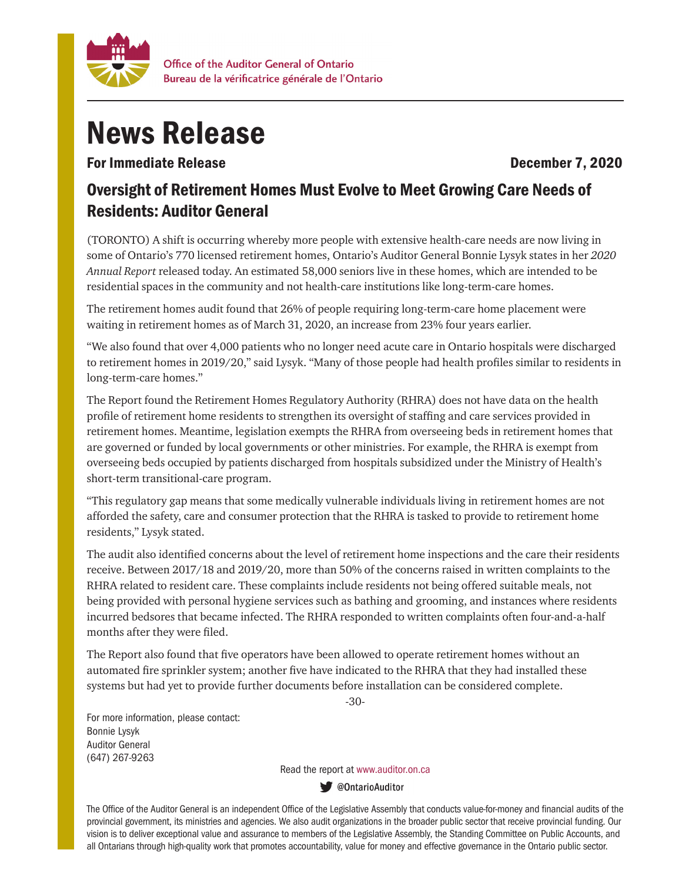Office of the Auditor General of Ontario
Bureau de la vérificatrice générale de l'Ontario

# News Release

**For Immediate Release** **December 7, 2020**

## Oversight of Retirement Homes Must Evolve to Meet Growing Care Needs of Residents: Auditor General

(TORONTO) A shift is occurring whereby more people with extensive health-care needs are now living in some of Ontario's 770 licensed retirement homes, Ontario's Auditor General Bonnie Lysyk states in her *2020 Annual Report* released today. An estimated 58,000 seniors live in these homes, which are intended to be residential spaces in the community and not health-care institutions like long-term-care homes.

The retirement homes audit found that 26% of people requiring long-term-care home placement were waiting in retirement homes as of March 31, 2020, an increase from 23% four years earlier.

"We also found that over 4,000 patients who no longer need acute care in Ontario hospitals were discharged to retirement homes in 2019/20," said Lysyk. "Many of those people had health profiles similar to residents in long-term-care homes."

The Report found the Retirement Homes Regulatory Authority (RHRA) does not have data on the health profile of retirement home residents to strengthen its oversight of staffing and care services provided in retirement homes. Meantime, legislation exempts the RHRA from overseeing beds in retirement homes that are governed or funded by local governments or other ministries. For example, the RHRA is exempt from overseeing beds occupied by patients discharged from hospitals subsidized under the Ministry of Health's short-term transitional-care program.

"This regulatory gap means that some medically vulnerable individuals living in retirement homes are not afforded the safety, care and consumer protection that the RHRA is tasked to provide to retirement home residents," Lysyk stated.

The audit also identified concerns about the level of retirement home inspections and the care their residents receive. Between 2017/18 and 2019/20, more than 50% of the concerns raised in written complaints to the RHRA related to resident care. These complaints include residents not being offered suitable meals, not being provided with personal hygiene services such as bathing and grooming, and instances where residents incurred bedsores that became infected. The RHRA responded to written complaints often four-and-a-half months after they were filed.

The Report also found that five operators have been allowed to operate retirement homes without an automated fire sprinkler system; another five have indicated to the RHRA that they had installed these systems but had yet to provide further documents before installation can be considered complete.

-30-

For more information, please contact:
Bonnie Lysyk
Auditor General
(647) 267-9263

Read the report at www.auditor.on.ca

@OntarioAuditor

The Office of the Auditor General is an independent Office of the Legislative Assembly that conducts value-for-money and financial audits of the provincial government, its ministries and agencies. We also audit organizations in the broader public sector that receive provincial funding. Our vision is to deliver exceptional value and assurance to members of the Legislative Assembly, the Standing Committee on Public Accounts, and all Ontarians through high-quality work that promotes accountability, value for money and effective governance in the Ontario public sector.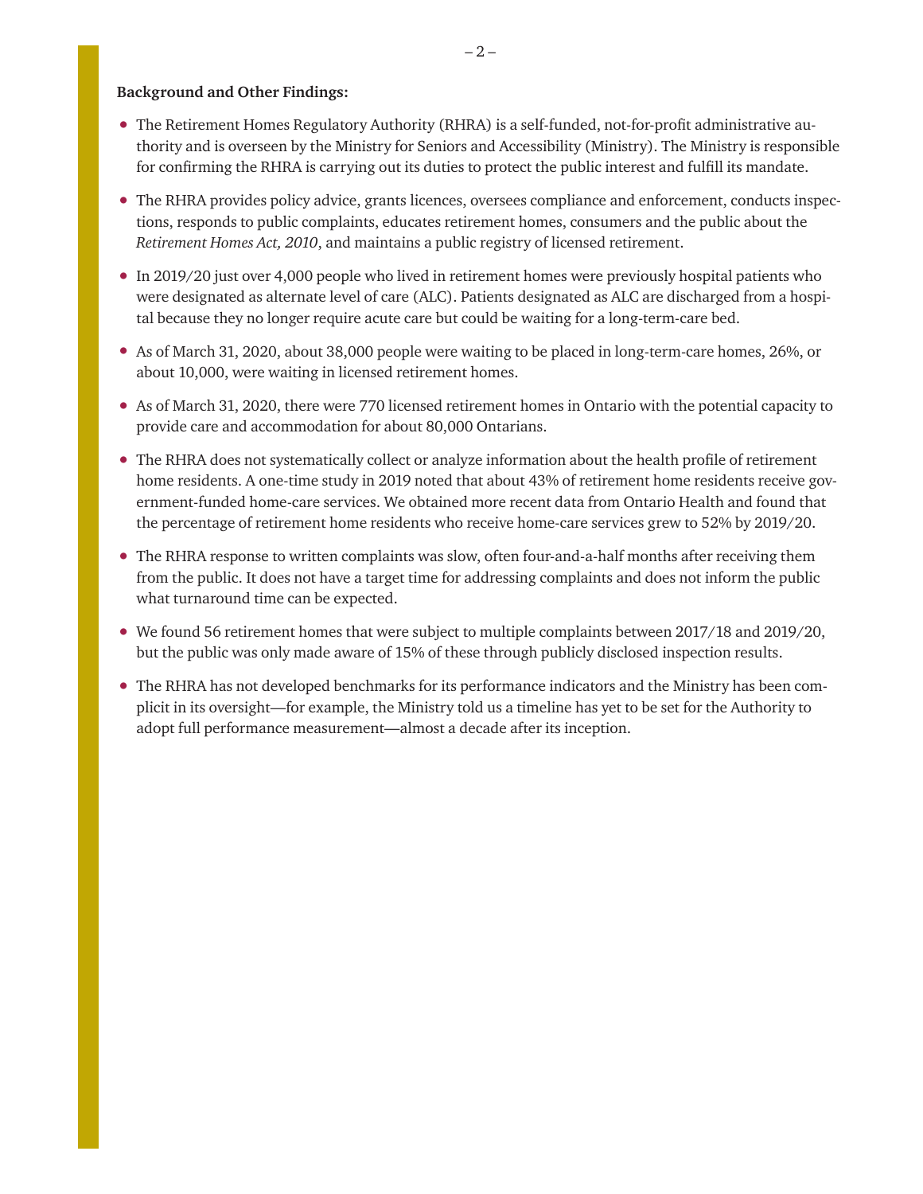**Background and Other Findings:**

- The Retirement Homes Regulatory Authority (RHRA) is a self-funded, not-for-profit administrative authority and is overseen by the Ministry for Seniors and Accessibility (Ministry). The Ministry is responsible for confirming the RHRA is carrying out its duties to protect the public interest and fulfill its mandate.
- The RHRA provides policy advice, grants licences, oversees compliance and enforcement, conducts inspections, responds to public complaints, educates retirement homes, consumers and the public about the *Retirement Homes Act, 2010*, and maintains a public registry of licensed retirement.
- In 2019/20 just over 4,000 people who lived in retirement homes were previously hospital patients who were designated as alternate level of care (ALC). Patients designated as ALC are discharged from a hospital because they no longer require acute care but could be waiting for a long-term-care bed.
- As of March 31, 2020, about 38,000 people were waiting to be placed in long-term-care homes, 26%, or about 10,000, were waiting in licensed retirement homes.
- As of March 31, 2020, there were 770 licensed retirement homes in Ontario with the potential capacity to provide care and accommodation for about 80,000 Ontarians.
- The RHRA does not systematically collect or analyze information about the health profile of retirement home residents. A one-time study in 2019 noted that about 43% of retirement home residents receive government-funded home-care services. We obtained more recent data from Ontario Health and found that the percentage of retirement home residents who receive home-care services grew to 52% by 2019/20.
- The RHRA response to written complaints was slow, often four-and-a-half months after receiving them from the public. It does not have a target time for addressing complaints and does not inform the public what turnaround time can be expected.
- We found 56 retirement homes that were subject to multiple complaints between 2017/18 and 2019/20, but the public was only made aware of 15% of these through publicly disclosed inspection results.
- The RHRA has not developed benchmarks for its performance indicators and the Ministry has been complicit in its oversight—for example, the Ministry told us a timeline has yet to be set for the Authority to adopt full performance measurement—almost a decade after its inception.